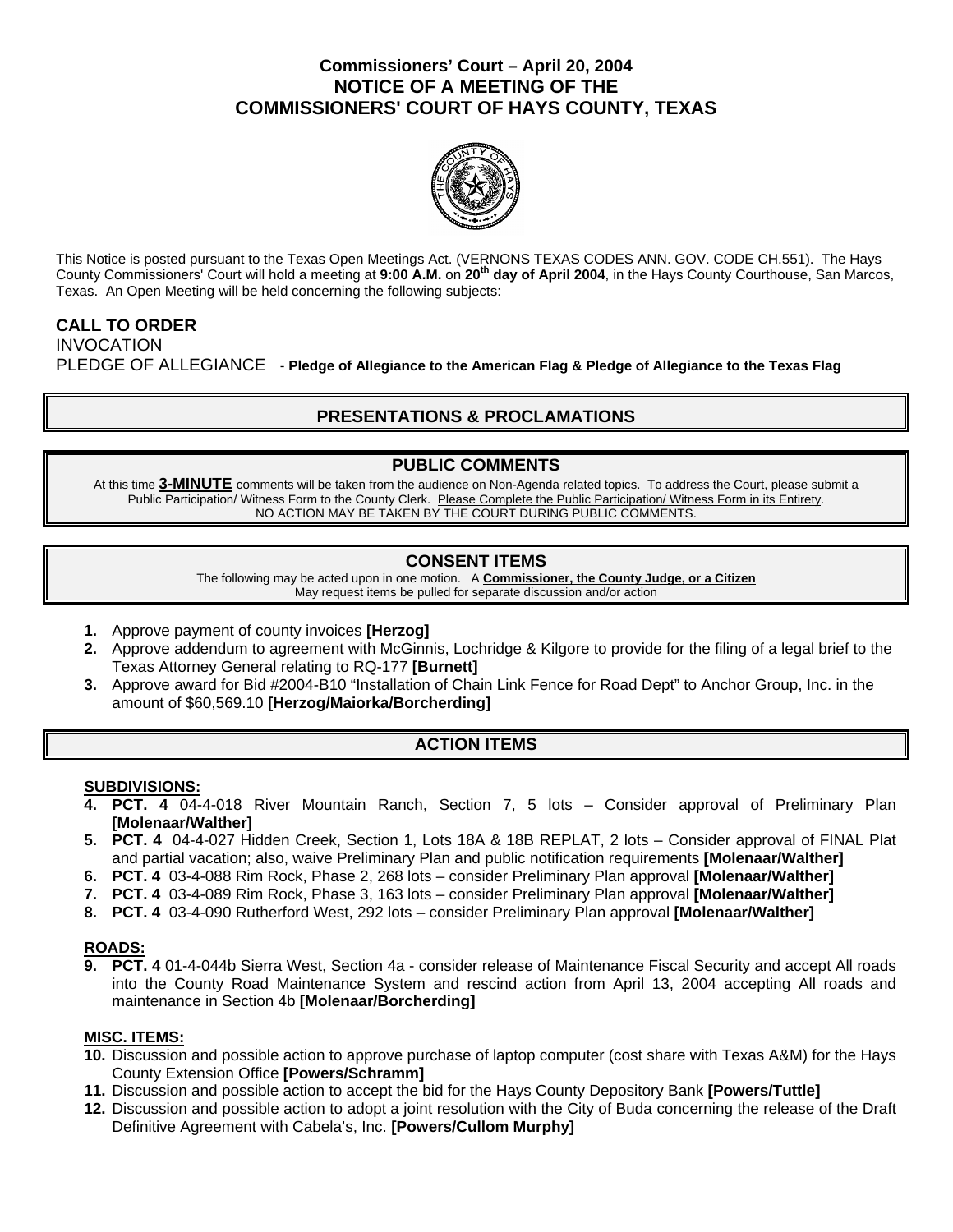# Commissioners' Court – April 20, 2004
# NOTICE OF A MEETING OF THE
# COMMISSIONERS' COURT OF HAYS COUNTY, TEXAS

This Notice is posted pursuant to the Texas Open Meetings Act. (VERNONS TEXAS CODES ANN. GOV. CODE CH.551). The Hays County Commissioners' Court will hold a meeting at **9:00 A.M.** on **20th day of April 2004**, in the Hays County Courthouse, San Marcos, Texas. An Open Meeting will be held concerning the following subjects:

**CALL TO ORDER**

INVOCATION

PLEDGE OF ALLEGIANCE - **Pledge of Allegiance to the American Flag & Pledge of Allegiance to the Texas Flag**

## PRESENTATIONS & PROCLAMATIONS

## PUBLIC COMMENTS

At this time **3-MINUTE** comments will be taken from the audience on Non-Agenda related topics. To address the Court, please submit a Public Participation/ Witness Form to the County Clerk. Please Complete the Public Participation/ Witness Form in its Entirety.
NO ACTION MAY BE TAKEN BY THE COURT DURING PUBLIC COMMENTS.

## CONSENT ITEMS

The following may be acted upon in one motion. A **Commissioner, the County Judge, or a Citizen** May request items be pulled for separate discussion and/or action

1. Approve payment of county invoices **[Herzog]**
2. Approve addendum to agreement with McGinnis, Lochridge & Kilgore to provide for the filing of a legal brief to the Texas Attorney General relating to RQ-177 **[Burnett]**
3. Approve award for Bid #2004-B10 "Installation of Chain Link Fence for Road Dept" to Anchor Group, Inc. in the amount of $60,569.10 **[Herzog/Maiorka/Borcherding]**

## ACTION ITEMS

**SUBDIVISIONS:**

4. **PCT. 4** 04-4-018 River Mountain Ranch, Section 7, 5 lots – Consider approval of Preliminary Plan **[Molenaar/Walther]**
5. **PCT. 4** 04-4-027 Hidden Creek, Section 1, Lots 18A & 18B REPLAT, 2 lots – Consider approval of FINAL Plat and partial vacation; also, waive Preliminary Plan and public notification requirements **[Molenaar/Walther]**
6. **PCT. 4** 03-4-088 Rim Rock, Phase 2, 268 lots – consider Preliminary Plan approval **[Molenaar/Walther]**
7. **PCT. 4** 03-4-089 Rim Rock, Phase 3, 163 lots – consider Preliminary Plan approval **[Molenaar/Walther]**
8. **PCT. 4** 03-4-090 Rutherford West, 292 lots – consider Preliminary Plan approval **[Molenaar/Walther]**

**ROADS:**

9. **PCT. 4** 01-4-044b Sierra West, Section 4a - consider release of Maintenance Fiscal Security and accept All roads into the County Road Maintenance System and rescind action from April 13, 2004 accepting All roads and maintenance in Section 4b **[Molenaar/Borcherding]**

**MISC. ITEMS:**

10. Discussion and possible action to approve purchase of laptop computer (cost share with Texas A&M) for the Hays County Extension Office **[Powers/Schramm]**
11. Discussion and possible action to accept the bid for the Hays County Depository Bank **[Powers/Tuttle]**
12. Discussion and possible action to adopt a joint resolution with the City of Buda concerning the release of the Draft Definitive Agreement with Cabela's, Inc. **[Powers/Cullom Murphy]**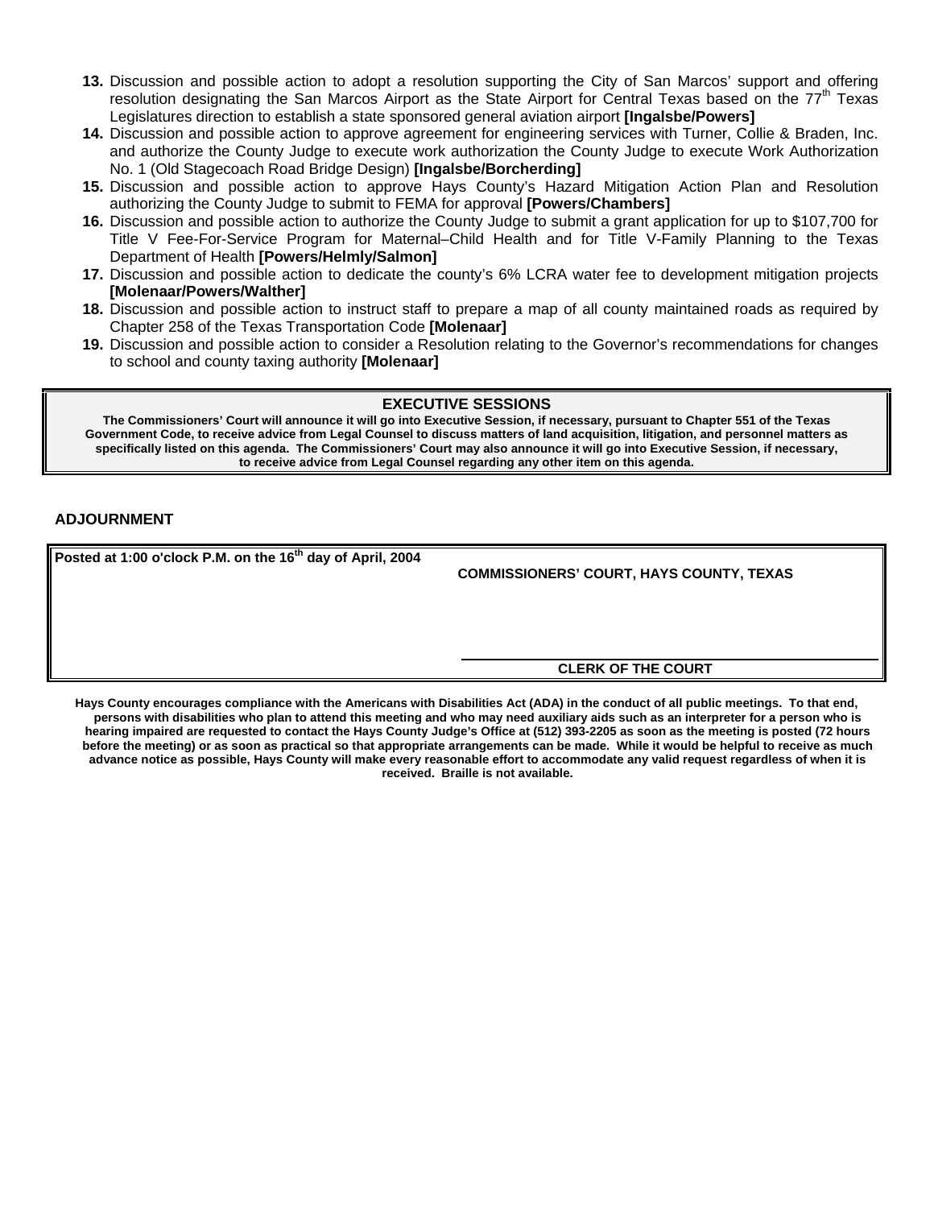13. Discussion and possible action to adopt a resolution supporting the City of San Marcos' support and offering resolution designating the San Marcos Airport as the State Airport for Central Texas based on the 77th Texas Legislatures direction to establish a state sponsored general aviation airport **[Ingalsbe/Powers]**
14. Discussion and possible action to approve agreement for engineering services with Turner, Collie & Braden, Inc. and authorize the County Judge to execute work authorization the County Judge to execute Work Authorization No. 1 (Old Stagecoach Road Bridge Design) **[Ingalsbe/Borcherding]**
15. Discussion and possible action to approve Hays County's Hazard Mitigation Action Plan and Resolution authorizing the County Judge to submit to FEMA for approval **[Powers/Chambers]**
16. Discussion and possible action to authorize the County Judge to submit a grant application for up to $107,700 for Title V Fee-For-Service Program for Maternal–Child Health and for Title V-Family Planning to the Texas Department of Health **[Powers/Helmly/Salmon]**
17. Discussion and possible action to dedicate the county's 6% LCRA water fee to development mitigation projects **[Molenaar/Powers/Walther]**
18. Discussion and possible action to instruct staff to prepare a map of all county maintained roads as required by Chapter 258 of the Texas Transportation Code **[Molenaar]**
19. Discussion and possible action to consider a Resolution relating to the Governor's recommendations for changes to school and county taxing authority **[Molenaar]**

## EXECUTIVE SESSIONS

**The Commissioners' Court will announce it will go into Executive Session, if necessary, pursuant to Chapter 551 of the Texas Government Code, to receive advice from Legal Counsel to discuss matters of land acquisition, litigation, and personnel matters as specifically listed on this agenda. The Commissioners' Court may also announce it will go into Executive Session, if necessary, to receive advice from Legal Counsel regarding any other item on this agenda.**

## ADJOURNMENT

**Posted at 1:00 o'clock P.M. on the 16th day of April, 2004**

**COMMISSIONERS' COURT, HAYS COUNTY, TEXAS**

______________________________

**CLERK OF THE COURT**

**Hays County encourages compliance with the Americans with Disabilities Act (ADA) in the conduct of all public meetings. To that end, persons with disabilities who plan to attend this meeting and who may need auxiliary aids such as an interpreter for a person who is hearing impaired are requested to contact the Hays County Judge's Office at (512) 393-2205 as soon as the meeting is posted (72 hours before the meeting) or as soon as practical so that appropriate arrangements can be made. While it would be helpful to receive as much advance notice as possible, Hays County will make every reasonable effort to accommodate any valid request regardless of when it is received. Braille is not available.**